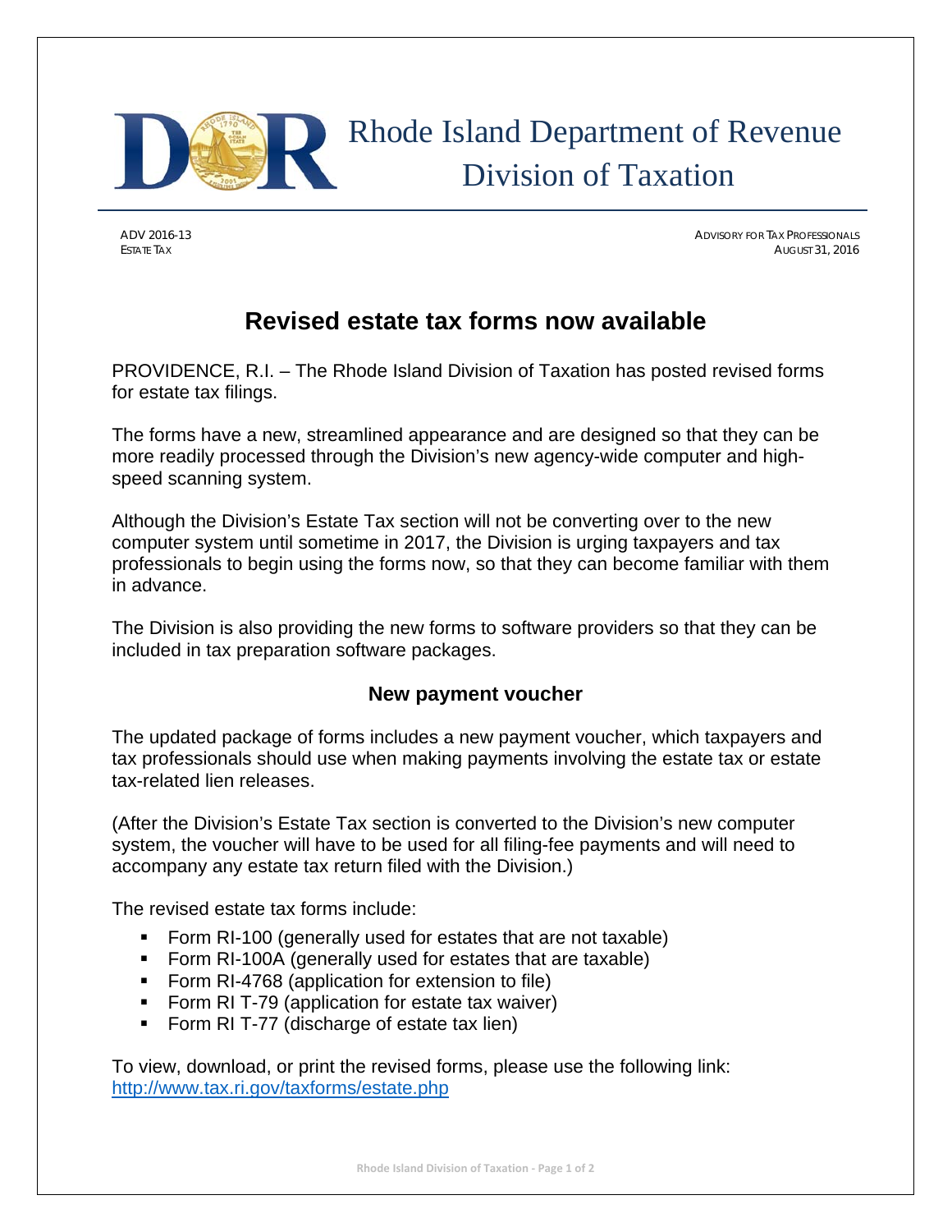# Rhode Island Department of Revenue
# Division of Taxation

ADV 2016-13
ESTATE TAX

ADVISORY FOR TAX PROFESSIONALS
AUGUST 31, 2016

## Revised estate tax forms now available

PROVIDENCE, R.I. – The Rhode Island Division of Taxation has posted revised forms for estate tax filings.

The forms have a new, streamlined appearance and are designed so that they can be more readily processed through the Division's new agency-wide computer and high-speed scanning system.

Although the Division's Estate Tax section will not be converting over to the new computer system until sometime in 2017, the Division is urging taxpayers and tax professionals to begin using the forms now, so that they can become familiar with them in advance.

The Division is also providing the new forms to software providers so that they can be included in tax preparation software packages.

### New payment voucher

The updated package of forms includes a new payment voucher, which taxpayers and tax professionals should use when making payments involving the estate tax or estate tax-related lien releases.

(After the Division's Estate Tax section is converted to the Division's new computer system, the voucher will have to be used for all filing-fee payments and will need to accompany any estate tax return filed with the Division.)

The revised estate tax forms include:

- Form RI-100 (generally used for estates that are not taxable)
- Form RI-100A (generally used for estates that are taxable)
- Form RI-4768 (application for extension to file)
- Form RI T-79 (application for estate tax waiver)
- Form RI T-77 (discharge of estate tax lien)

To view, download, or print the revised forms, please use the following link: [http://www.tax.ri.gov/taxforms/estate.php](http://www.tax.ri.gov/taxforms/estate.php)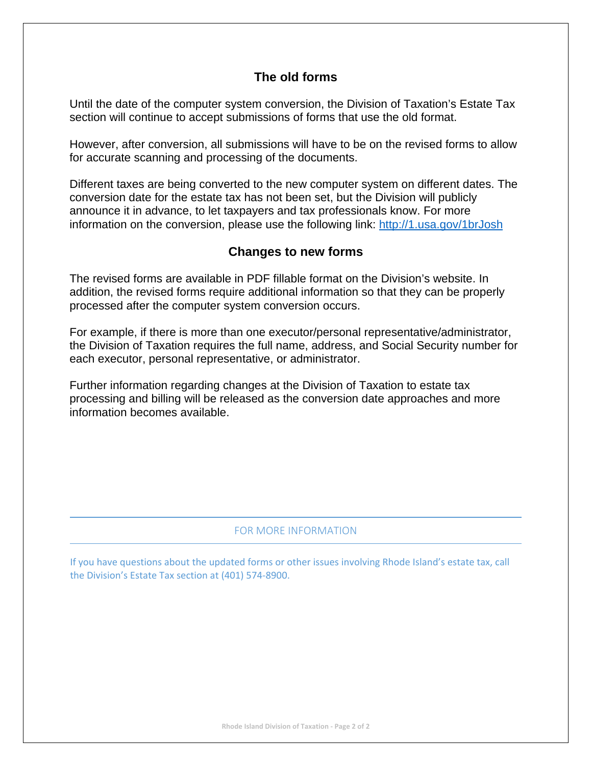## The old forms

Until the date of the computer system conversion, the Division of Taxation's Estate Tax section will continue to accept submissions of forms that use the old format.

However, after conversion, all submissions will have to be on the revised forms to allow for accurate scanning and processing of the documents.

Different taxes are being converted to the new computer system on different dates. The conversion date for the estate tax has not been set, but the Division will publicly announce it in advance, to let taxpayers and tax professionals know. For more information on the conversion, please use the following link: [http://1.usa.gov/1brJosh](http://1.usa.gov/1brJosh)

## Changes to new forms

The revised forms are available in PDF fillable format on the Division's website. In addition, the revised forms require additional information so that they can be properly processed after the computer system conversion occurs.

For example, if there is more than one executor/personal representative/administrator, the Division of Taxation requires the full name, address, and Social Security number for each executor, personal representative, or administrator.

Further information regarding changes at the Division of Taxation to estate tax processing and billing will be released as the conversion date approaches and more information becomes available.

---

FOR MORE INFORMATION

---

If you have questions about the updated forms or other issues involving Rhode Island's estate tax, call the Division's Estate Tax section at (401) 574-8900.